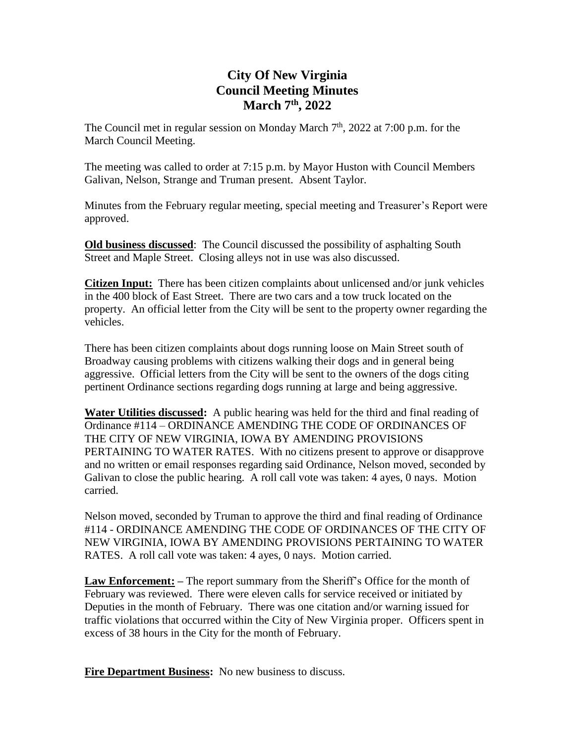# City Of New Virginia
# Council Meeting Minutes
# March 7th, 2022

The Council met in regular session on Monday March 7th, 2022 at 7:00 p.m. for the March Council Meeting.

The meeting was called to order at 7:15 p.m. by Mayor Huston with Council Members Galivan, Nelson, Strange and Truman present. Absent Taylor.

Minutes from the February regular meeting, special meeting and Treasurer's Report were approved.

**Old business discussed**: The Council discussed the possibility of asphalting South Street and Maple Street. Closing alleys not in use was also discussed.

**Citizen Input:** There has been citizen complaints about unlicensed and/or junk vehicles in the 400 block of East Street. There are two cars and a tow truck located on the property. An official letter from the City will be sent to the property owner regarding the vehicles.

There has been citizen complaints about dogs running loose on Main Street south of Broadway causing problems with citizens walking their dogs and in general being aggressive. Official letters from the City will be sent to the owners of the dogs citing pertinent Ordinance sections regarding dogs running at large and being aggressive.

**Water Utilities discussed:** A public hearing was held for the third and final reading of Ordinance #114 – ORDINANCE AMENDING THE CODE OF ORDINANCES OF THE CITY OF NEW VIRGINIA, IOWA BY AMENDING PROVISIONS PERTAINING TO WATER RATES. With no citizens present to approve or disapprove and no written or email responses regarding said Ordinance, Nelson moved, seconded by Galivan to close the public hearing. A roll call vote was taken: 4 ayes, 0 nays. Motion carried.

Nelson moved, seconded by Truman to approve the third and final reading of Ordinance #114 - ORDINANCE AMENDING THE CODE OF ORDINANCES OF THE CITY OF NEW VIRGINIA, IOWA BY AMENDING PROVISIONS PERTAINING TO WATER RATES. A roll call vote was taken: 4 ayes, 0 nays. Motion carried.

**Law Enforcement: –** The report summary from the Sheriff's Office for the month of February was reviewed. There were eleven calls for service received or initiated by Deputies in the month of February. There was one citation and/or warning issued for traffic violations that occurred within the City of New Virginia proper. Officers spent in excess of 38 hours in the City for the month of February.

**Fire Department Business:** No new business to discuss.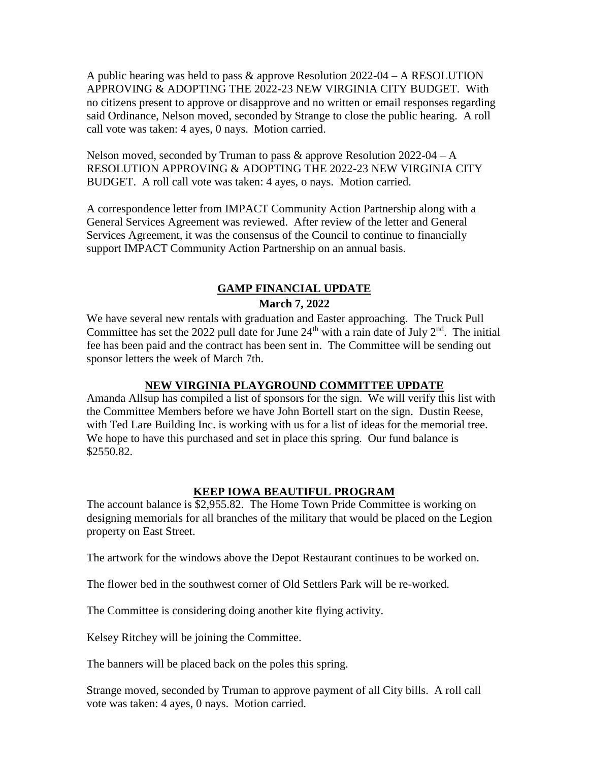A public hearing was held to pass & approve Resolution 2022-04 – A RESOLUTION APPROVING & ADOPTING THE 2022-23 NEW VIRGINIA CITY BUDGET. With no citizens present to approve or disapprove and no written or email responses regarding said Ordinance, Nelson moved, seconded by Strange to close the public hearing. A roll call vote was taken: 4 ayes, 0 nays. Motion carried.

Nelson moved, seconded by Truman to pass & approve Resolution 2022-04 – A RESOLUTION APPROVING & ADOPTING THE 2022-23 NEW VIRGINIA CITY BUDGET. A roll call vote was taken: 4 ayes, o nays. Motion carried.

A correspondence letter from IMPACT Community Action Partnership along with a General Services Agreement was reviewed. After review of the letter and General Services Agreement, it was the consensus of the Council to continue to financially support IMPACT Community Action Partnership on an annual basis.

## GAMP FINANCIAL UPDATE

**March 7, 2022**

We have several new rentals with graduation and Easter approaching. The Truck Pull Committee has set the 2022 pull date for June 24th with a rain date of July 2nd. The initial fee has been paid and the contract has been sent in. The Committee will be sending out sponsor letters the week of March 7th.

## NEW VIRGINIA PLAYGROUND COMMITTEE UPDATE

Amanda Allsup has compiled a list of sponsors for the sign. We will verify this list with the Committee Members before we have John Bortell start on the sign. Dustin Reese, with Ted Lare Building Inc. is working with us for a list of ideas for the memorial tree. We hope to have this purchased and set in place this spring. Our fund balance is $2550.82.

## KEEP IOWA BEAUTIFUL PROGRAM

The account balance is $2,955.82. The Home Town Pride Committee is working on designing memorials for all branches of the military that would be placed on the Legion property on East Street.

The artwork for the windows above the Depot Restaurant continues to be worked on.

The flower bed in the southwest corner of Old Settlers Park will be re-worked.

The Committee is considering doing another kite flying activity.

Kelsey Ritchey will be joining the Committee.

The banners will be placed back on the poles this spring.

Strange moved, seconded by Truman to approve payment of all City bills. A roll call vote was taken: 4 ayes, 0 nays. Motion carried.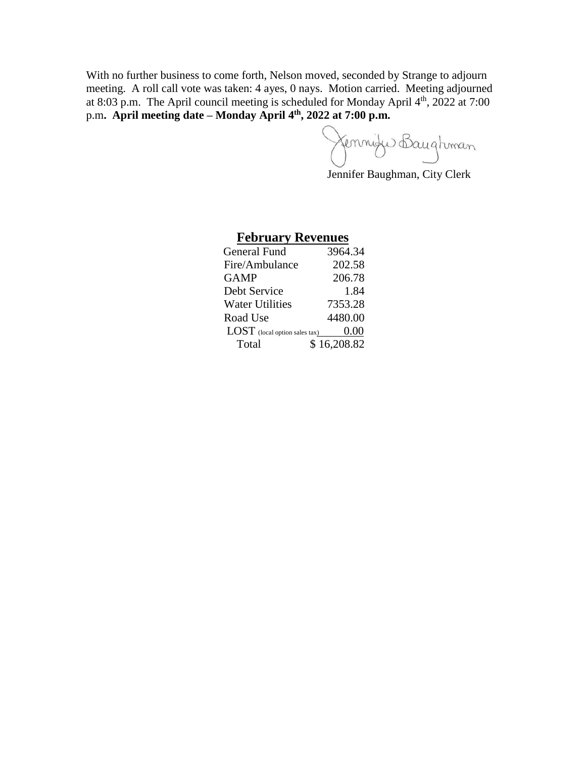With no further business to come forth, Nelson moved, seconded by Strange to adjourn meeting. A roll call vote was taken: 4 ayes, 0 nays. Motion carried. Meeting adjourned at 8:03 p.m. The April council meeting is scheduled for Monday April 4th, 2022 at 7:00 p.m. **April meeting date – Monday April 4th, 2022 at 7:00 p.m.**

Jennifer Baughman, City Clerk

## February Revenues

| | |
|---|---|
| General Fund | 3964.34 |
| Fire/Ambulance | 202.58 |
| GAMP | 206.78 |
| Debt Service | 1.84 |
| Water Utilities | 7353.28 |
| Road Use | 4480.00 |
| LOST (local option sales tax) | 0.00 |
| Total | $ 16,208.82 |